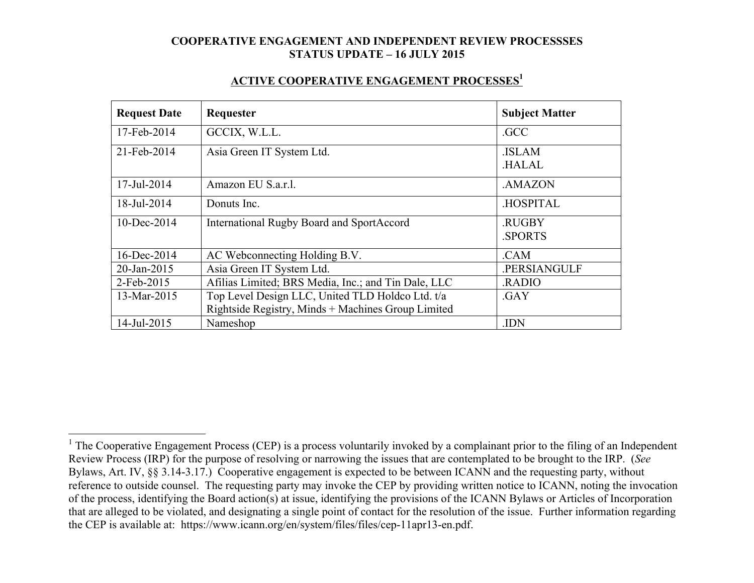# COOPERATIVE ENGAGEMENT AND INDEPENDENT REVIEW PROCESSSES
# STATUS UPDATE – 16 JULY 2015

## ACTIVE COOPERATIVE ENGAGEMENT PROCESSES[1]

| Request Date | Requester | Subject Matter |
|---|---|---|
| 17-Feb-2014 | GCCIX, W.L.L. | .GCC |
| 21-Feb-2014 | Asia Green IT System Ltd. | .ISLAM<br>.HALAL |
| 17-Jul-2014 | Amazon EU S.a.r.l. | .AMAZON |
| 18-Jul-2014 | Donuts Inc. | .HOSPITAL |
| 10-Dec-2014 | International Rugby Board and SportAccord | .RUGBY<br>.SPORTS |
| 16-Dec-2014 | AC Webconnecting Holding B.V. | .CAM |
| 20-Jan-2015 | Asia Green IT System Ltd. | .PERSIANGULF |
| 2-Feb-2015 | Afilias Limited; BRS Media, Inc.; and Tin Dale, LLC | .RADIO |
| 13-Mar-2015 | Top Level Design LLC, United TLD Holdco Ltd. t/a Rightside Registry, Minds + Machines Group Limited | .GAY |
| 14-Jul-2015 | Nameshop | .IDN |

---

[1] The Cooperative Engagement Process (CEP) is a process voluntarily invoked by a complainant prior to the filing of an Independent Review Process (IRP) for the purpose of resolving or narrowing the issues that are contemplated to be brought to the IRP. (*See* Bylaws, Art. IV, §§ 3.14-3.17.) Cooperative engagement is expected to be between ICANN and the requesting party, without reference to outside counsel. The requesting party may invoke the CEP by providing written notice to ICANN, noting the invocation of the process, identifying the Board action(s) at issue, identifying the provisions of the ICANN Bylaws or Articles of Incorporation that are alleged to be violated, and designating a single point of contact for the resolution of the issue. Further information regarding the CEP is available at: https://www.icann.org/en/system/files/files/cep-11apr13-en.pdf.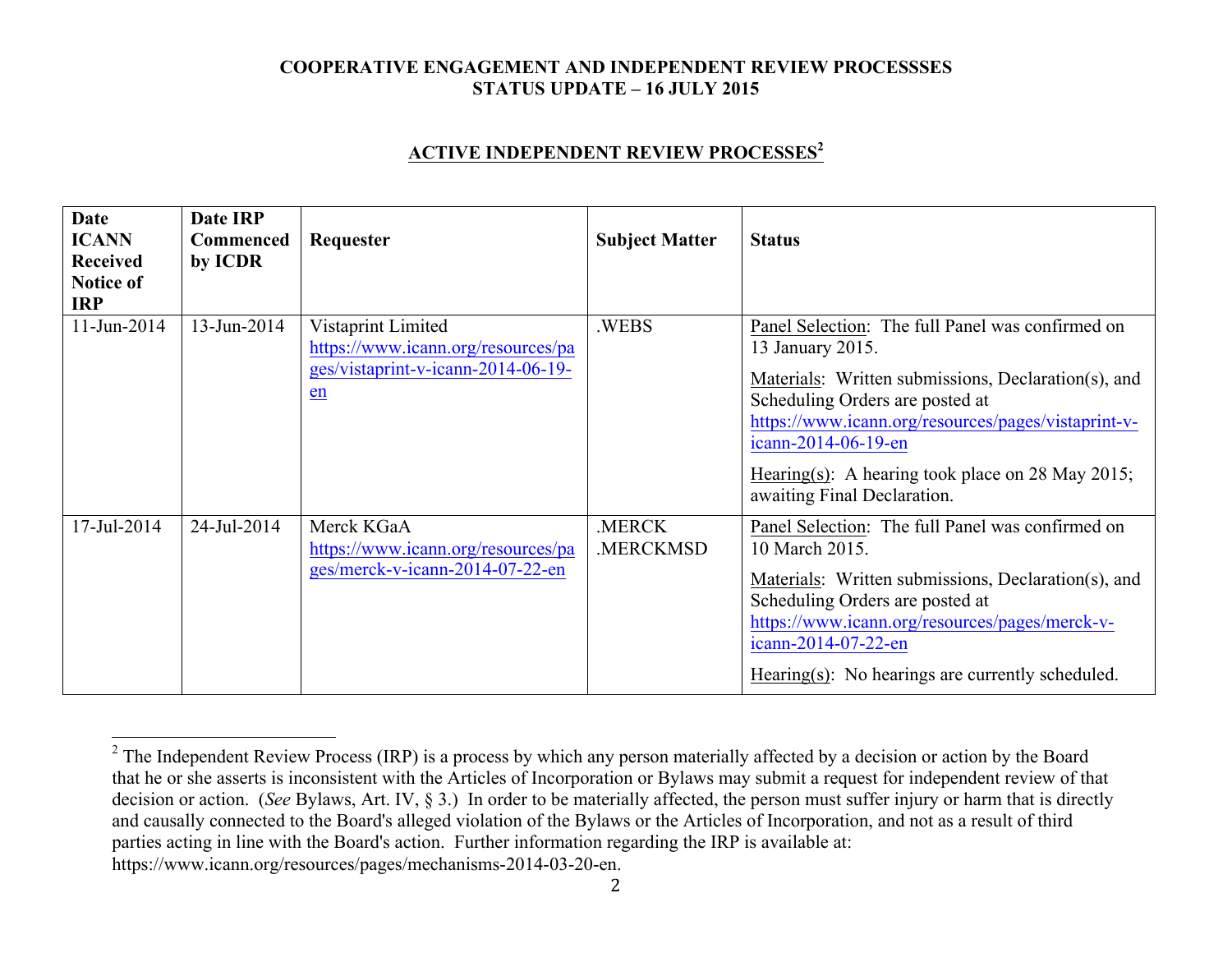**COOPERATIVE ENGAGEMENT AND INDEPENDENT REVIEW PROCESSSES**
**STATUS UPDATE – 16 JULY 2015**

## ACTIVE INDEPENDENT REVIEW PROCESSES[2]

| Date ICANN Received Notice of IRP | Date IRP Commenced by ICDR | Requester | Subject Matter | Status |
|---|---|---|---|---|
| 11-Jun-2014 | 13-Jun-2014 | Vistaprint Limited https://www.icann.org/resources/pages/vistaprint-v-icann-2014-06-19-en | .WEBS | Panel Selection: The full Panel was confirmed on 13 January 2015.<br><br>Materials: Written submissions, Declaration(s), and Scheduling Orders are posted at https://www.icann.org/resources/pages/vistaprint-v-icann-2014-06-19-en<br><br>Hearing(s): A hearing took place on 28 May 2015; awaiting Final Declaration. |
| 17-Jul-2014 | 24-Jul-2014 | Merck KGaA https://www.icann.org/resources/pages/merck-v-icann-2014-07-22-en | .MERCK<br>.MERCKMSD | Panel Selection: The full Panel was confirmed on 10 March 2015.<br><br>Materials: Written submissions, Declaration(s), and Scheduling Orders are posted at https://www.icann.org/resources/pages/merck-v-icann-2014-07-22-en<br><br>Hearing(s): No hearings are currently scheduled. |

[2] The Independent Review Process (IRP) is a process by which any person materially affected by a decision or action by the Board that he or she asserts is inconsistent with the Articles of Incorporation or Bylaws may submit a request for independent review of that decision or action. (*See* Bylaws, Art. IV, § 3.) In order to be materially affected, the person must suffer injury or harm that is directly and causally connected to the Board's alleged violation of the Bylaws or the Articles of Incorporation, and not as a result of third parties acting in line with the Board's action. Further information regarding the IRP is available at: https://www.icann.org/resources/pages/mechanisms-2014-03-20-en.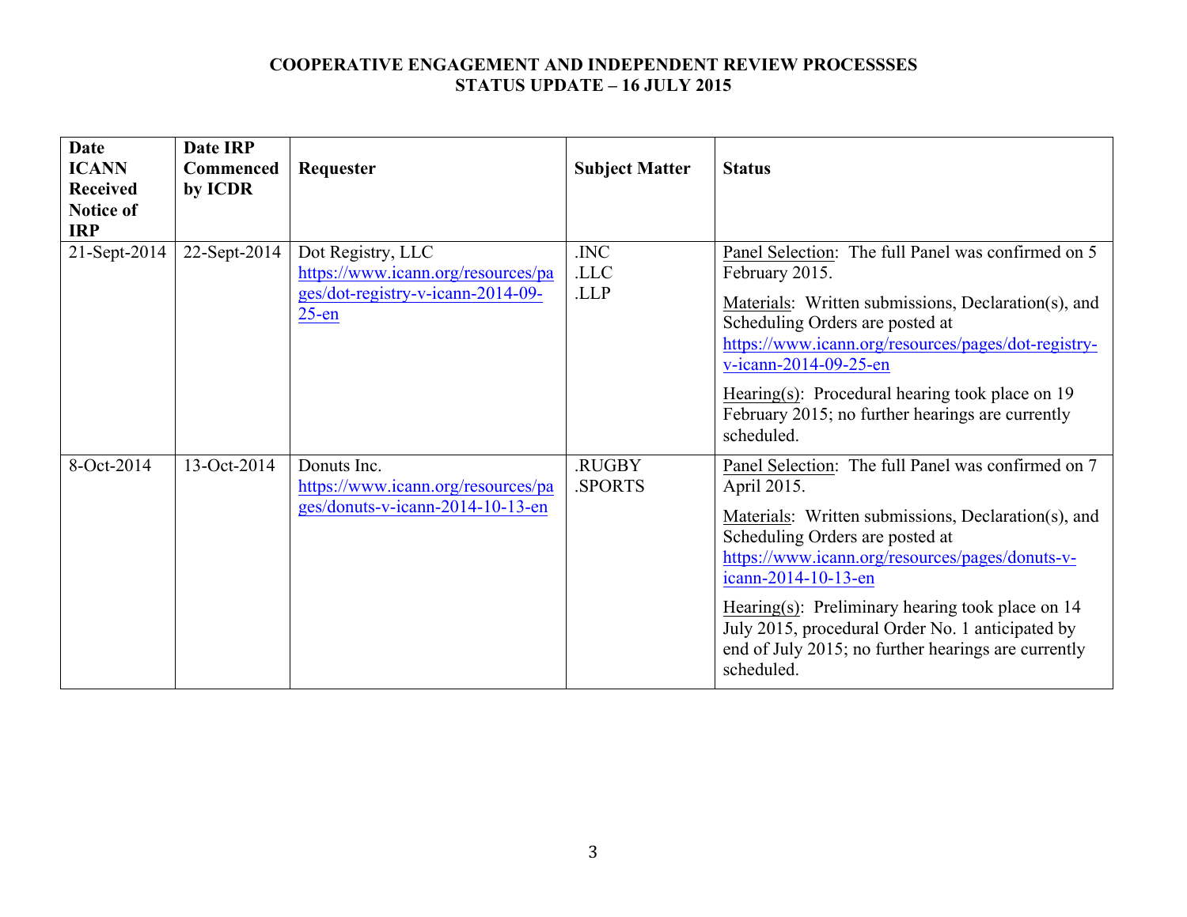**COOPERATIVE ENGAGEMENT AND INDEPENDENT REVIEW PROCESSSES**
**STATUS UPDATE – 16 JULY 2015**

| Date ICANN Received Notice of IRP | Date IRP Commenced by ICDR | Requester | Subject Matter | Status |
|---|---|---|---|---|
| 21-Sept-2014 | 22-Sept-2014 | Dot Registry, LLC https://www.icann.org/resources/pages/dot-registry-v-icann-2014-09-25-en | .INC .LLC .LLP | Panel Selection: The full Panel was confirmed on 5 February 2015. Materials: Written submissions, Declaration(s), and Scheduling Orders are posted at https://www.icann.org/resources/pages/dot-registry-v-icann-2014-09-25-en Hearing(s): Procedural hearing took place on 19 February 2015; no further hearings are currently scheduled. |
| 8-Oct-2014 | 13-Oct-2014 | Donuts Inc. https://www.icann.org/resources/pages/donuts-v-icann-2014-10-13-en | .RUGBY .SPORTS | Panel Selection: The full Panel was confirmed on 7 April 2015. Materials: Written submissions, Declaration(s), and Scheduling Orders are posted at https://www.icann.org/resources/pages/donuts-v-icann-2014-10-13-en Hearing(s): Preliminary hearing took place on 14 July 2015, procedural Order No. 1 anticipated by end of July 2015; no further hearings are currently scheduled. |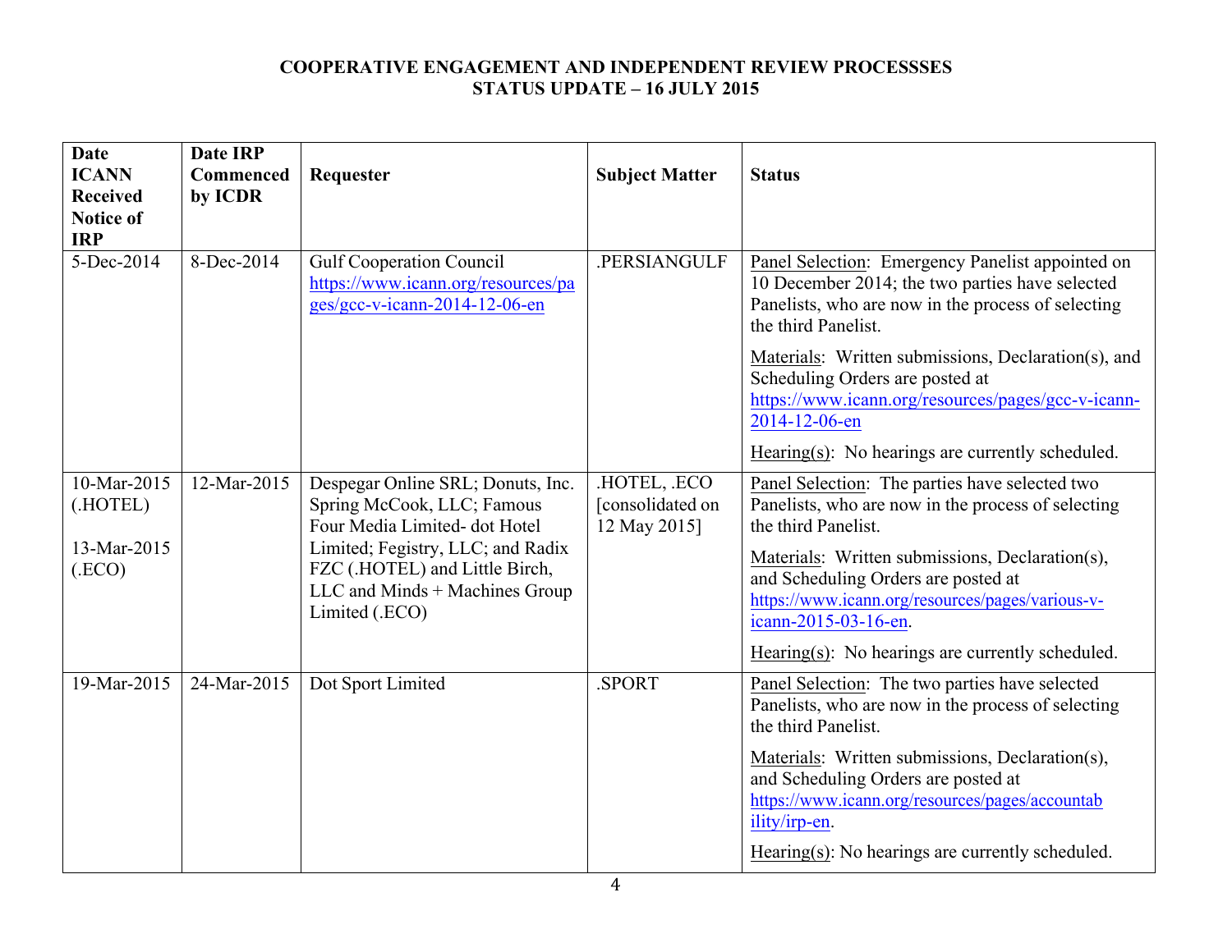**COOPERATIVE ENGAGEMENT AND INDEPENDENT REVIEW PROCESSSES**
**STATUS UPDATE – 16 JULY 2015**

| Date ICANN Received Notice of IRP | Date IRP Commenced by ICDR | Requester | Subject Matter | Status |
|---|---|---|---|---|
| 5-Dec-2014 | 8-Dec-2014 | Gulf Cooperation Council https://www.icann.org/resources/pages/gcc-v-icann-2014-12-06-en | .PERSIANGULF | Panel Selection: Emergency Panelist appointed on 10 December 2014; the two parties have selected Panelists, who are now in the process of selecting the third Panelist. <br><br> Materials: Written submissions, Declaration(s), and Scheduling Orders are posted at https://www.icann.org/resources/pages/gcc-v-icann-2014-12-06-en <br><br> Hearing(s): No hearings are currently scheduled. |
| 10-Mar-2015 (.HOTEL) <br><br> 13-Mar-2015 (.ECO) | 12-Mar-2015 | Despegar Online SRL; Donuts, Inc. Spring McCook, LLC; Famous Four Media Limited- dot Hotel Limited; Fegistry, LLC; and Radix FZC (.HOTEL) and Little Birch, LLC and Minds + Machines Group Limited (.ECO) | .HOTEL, .ECO [consolidated on 12 May 2015] | Panel Selection: The parties have selected two Panelists, who are now in the process of selecting the third Panelist. <br><br> Materials: Written submissions, Declaration(s), and Scheduling Orders are posted at https://www.icann.org/resources/pages/various-v-icann-2015-03-16-en. <br><br> Hearing(s): No hearings are currently scheduled. |
| 19-Mar-2015 | 24-Mar-2015 | Dot Sport Limited | .SPORT | Panel Selection: The two parties have selected Panelists, who are now in the process of selecting the third Panelist. <br><br> Materials: Written submissions, Declaration(s), and Scheduling Orders are posted at https://www.icann.org/resources/pages/accountability/irp-en. <br><br> Hearing(s): No hearings are currently scheduled. |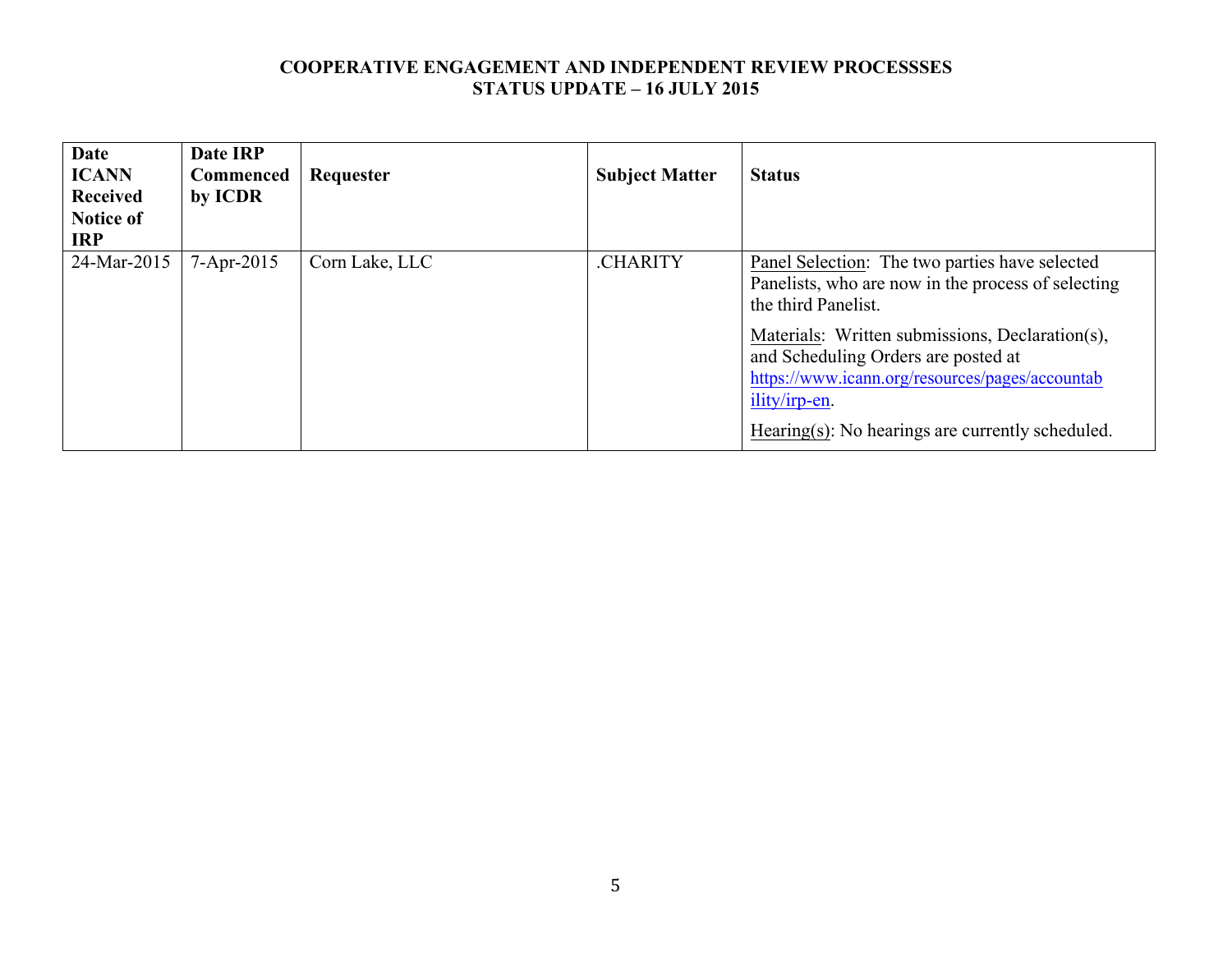**COOPERATIVE ENGAGEMENT AND INDEPENDENT REVIEW PROCESSSES**
**STATUS UPDATE – 16 JULY 2015**

| Date ICANN Received Notice of IRP | Date IRP Commenced by ICDR | Requester | Subject Matter | Status |
|---|---|---|---|---|
| 24-Mar-2015 | 7-Apr-2015 | Corn Lake, LLC | .CHARITY | Panel Selection: The two parties have selected Panelists, who are now in the process of selecting the third Panelist.<br><br>Materials: Written submissions, Declaration(s), and Scheduling Orders are posted at https://www.icann.org/resources/pages/accountability/irp-en.<br><br>Hearing(s): No hearings are currently scheduled. |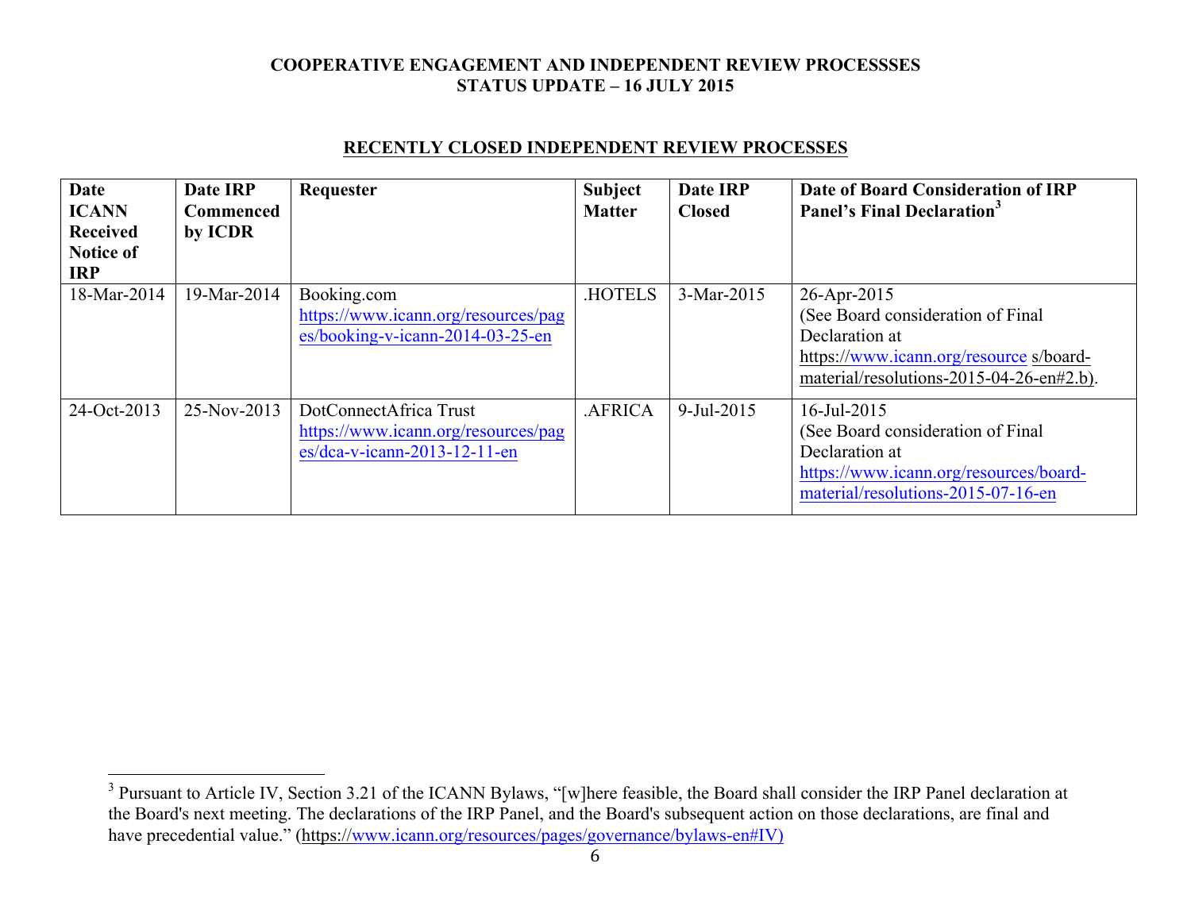**COOPERATIVE ENGAGEMENT AND INDEPENDENT REVIEW PROCESSSES**
**STATUS UPDATE – 16 JULY 2015**

## RECENTLY CLOSED INDEPENDENT REVIEW PROCESSES

| Date ICANN Received Notice of IRP | Date IRP Commenced by ICDR | Requester | Subject Matter | Date IRP Closed | Date of Board Consideration of IRP Panel's Final Declaration[3] |
|---|---|---|---|---|---|
| 18-Mar-2014 | 19-Mar-2014 | Booking.com https://www.icann.org/resources/pages/booking-v-icann-2014-03-25-en | .HOTELS | 3-Mar-2015 | 26-Apr-2015 (See Board consideration of Final Declaration at https://www.icann.org/resources/board-material/resolutions-2015-04-26-en#2.b). |
| 24-Oct-2013 | 25-Nov-2013 | DotConnectAfrica Trust https://www.icann.org/resources/pages/dca-v-icann-2013-12-11-en | .AFRICA | 9-Jul-2015 | 16-Jul-2015 (See Board consideration of Final Declaration at https://www.icann.org/resources/board-material/resolutions-2015-07-16-en |

[3] Pursuant to Article IV, Section 3.21 of the ICANN Bylaws, "[w]here feasible, the Board shall consider the IRP Panel declaration at the Board's next meeting. The declarations of the IRP Panel, and the Board's subsequent action on those declarations, are final and have precedential value." (https://www.icann.org/resources/pages/governance/bylaws-en#IV)